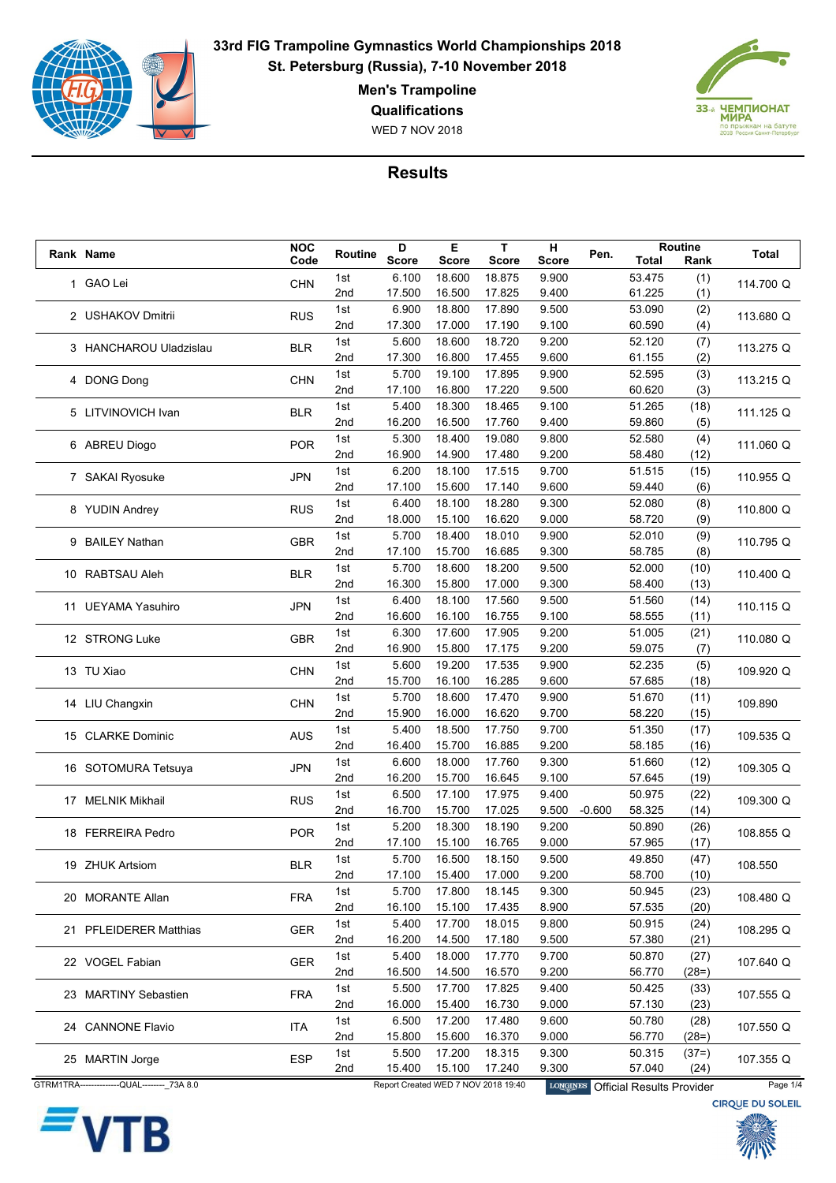# 33rd FIG Trampoline Gymnastics World Championships 2018

**St. Petersburg (Russia), 7-10 November 2018**

**Men's Trampoline**

**Qualifications**

WED 7 NOV 2018

## Results

| Rank | Name | NOC Code | Routine | D Score | E Score | T Score | H Score | Pen. | Routine Total | Routine Rank | Total |
|---|---|---|---|---|---|---|---|---|---|---|---|
| 1 | GAO Lei | CHN | 1st | 6.100 | 18.600 | 18.875 | 9.900 | | 53.475 | (1) | 114.700 Q |
| | | | 2nd | 17.500 | 16.500 | 17.825 | 9.400 | | 61.225 | (1) | |
| 2 | USHAKOV Dmitrii | RUS | 1st | 6.900 | 18.800 | 17.890 | 9.500 | | 53.090 | (2) | 113.680 Q |
| | | | 2nd | 17.300 | 17.000 | 17.190 | 9.100 | | 60.590 | (4) | |
| 3 | HANCHAROU Uladzislau | BLR | 1st | 5.600 | 18.600 | 18.720 | 9.200 | | 52.120 | (7) | 113.275 Q |
| | | | 2nd | 17.300 | 16.800 | 17.455 | 9.600 | | 61.155 | (2) | |
| 4 | DONG Dong | CHN | 1st | 5.700 | 19.100 | 17.895 | 9.900 | | 52.595 | (3) | 113.215 Q |
| | | | 2nd | 17.100 | 16.800 | 17.220 | 9.500 | | 60.620 | (3) | |
| 5 | LITVINOVICH Ivan | BLR | 1st | 5.400 | 18.300 | 18.465 | 9.100 | | 51.265 | (18) | 111.125 Q |
| | | | 2nd | 16.200 | 16.500 | 17.760 | 9.400 | | 59.860 | (5) | |
| 6 | ABREU Diogo | POR | 1st | 5.300 | 18.400 | 19.080 | 9.800 | | 52.580 | (4) | 111.060 Q |
| | | | 2nd | 16.900 | 14.900 | 17.480 | 9.200 | | 58.480 | (12) | |
| 7 | SAKAI Ryosuke | JPN | 1st | 6.200 | 18.100 | 17.515 | 9.700 | | 51.515 | (15) | 110.955 Q |
| | | | 2nd | 17.100 | 15.600 | 17.140 | 9.600 | | 59.440 | (6) | |
| 8 | YUDIN Andrey | RUS | 1st | 6.400 | 18.100 | 18.280 | 9.300 | | 52.080 | (8) | 110.800 Q |
| | | | 2nd | 18.000 | 15.100 | 16.620 | 9.000 | | 58.720 | (9) | |
| 9 | BAILEY Nathan | GBR | 1st | 5.700 | 18.400 | 18.010 | 9.900 | | 52.010 | (9) | 110.795 Q |
| | | | 2nd | 17.100 | 15.700 | 16.685 | 9.300 | | 58.785 | (8) | |
| 10 | RABTSAU Aleh | BLR | 1st | 5.700 | 18.600 | 18.200 | 9.500 | | 52.000 | (10) | 110.400 Q |
| | | | 2nd | 16.300 | 15.800 | 17.000 | 9.300 | | 58.400 | (13) | |
| 11 | UEYAMA Yasuhiro | JPN | 1st | 6.400 | 18.100 | 17.560 | 9.500 | | 51.560 | (14) | 110.115 Q |
| | | | 2nd | 16.600 | 16.100 | 16.755 | 9.100 | | 58.555 | (11) | |
| 12 | STRONG Luke | GBR | 1st | 6.300 | 17.600 | 17.905 | 9.200 | | 51.005 | (21) | 110.080 Q |
| | | | 2nd | 16.900 | 15.800 | 17.175 | 9.200 | | 59.075 | (7) | |
| 13 | TU Xiao | CHN | 1st | 5.600 | 19.200 | 17.535 | 9.900 | | 52.235 | (5) | 109.920 Q |
| | | | 2nd | 15.700 | 16.100 | 16.285 | 9.600 | | 57.685 | (18) | |
| 14 | LIU Changxin | CHN | 1st | 5.700 | 18.600 | 17.470 | 9.900 | | 51.670 | (11) | 109.890 |
| | | | 2nd | 15.900 | 16.000 | 16.620 | 9.700 | | 58.220 | (15) | |
| 15 | CLARKE Dominic | AUS | 1st | 5.400 | 18.500 | 17.750 | 9.700 | | 51.350 | (17) | 109.535 Q |
| | | | 2nd | 16.400 | 15.700 | 16.885 | 9.200 | | 58.185 | (16) | |
| 16 | SOTOMURA Tetsuya | JPN | 1st | 6.600 | 18.000 | 17.760 | 9.300 | | 51.660 | (12) | 109.305 Q |
| | | | 2nd | 16.200 | 15.700 | 16.645 | 9.100 | | 57.645 | (19) | |
| 17 | MELNIK Mikhail | RUS | 1st | 6.500 | 17.100 | 17.975 | 9.400 | | 50.975 | (22) | 109.300 Q |
| | | | 2nd | 16.700 | 15.700 | 17.025 | 9.500 | -0.600 | 58.325 | (14) | |
| 18 | FERREIRA Pedro | POR | 1st | 5.200 | 18.300 | 18.190 | 9.200 | | 50.890 | (26) | 108.855 Q |
| | | | 2nd | 17.100 | 15.100 | 16.765 | 9.000 | | 57.965 | (17) | |
| 19 | ZHUK Artsiom | BLR | 1st | 5.700 | 16.500 | 18.150 | 9.500 | | 49.850 | (47) | 108.550 |
| | | | 2nd | 17.100 | 15.400 | 17.000 | 9.200 | | 58.700 | (10) | |
| 20 | MORANTE Allan | FRA | 1st | 5.700 | 17.800 | 18.145 | 9.300 | | 50.945 | (23) | 108.480 Q |
| | | | 2nd | 16.100 | 15.100 | 17.435 | 8.900 | | 57.535 | (20) | |
| 21 | PFLEIDERER Matthias | GER | 1st | 5.400 | 17.700 | 18.015 | 9.800 | | 50.915 | (24) | 108.295 Q |
| | | | 2nd | 16.200 | 14.500 | 17.180 | 9.500 | | 57.380 | (21) | |
| 22 | VOGEL Fabian | GER | 1st | 5.400 | 18.000 | 17.770 | 9.700 | | 50.870 | (27) | 107.640 Q |
| | | | 2nd | 16.500 | 14.500 | 16.570 | 9.200 | | 56.770 | (28=) | |
| 23 | MARTINY Sebastien | FRA | 1st | 5.500 | 17.700 | 17.825 | 9.400 | | 50.425 | (33) | 107.555 Q |
| | | | 2nd | 16.000 | 15.400 | 16.730 | 9.000 | | 57.130 | (23) | |
| 24 | CANNONE Flavio | ITA | 1st | 6.500 | 17.200 | 17.480 | 9.600 | | 50.780 | (28) | 107.550 Q |
| | | | 2nd | 15.800 | 15.600 | 16.370 | 9.000 | | 56.770 | (28=) | |
| 25 | MARTIN Jorge | ESP | 1st | 5.500 | 17.200 | 18.315 | 9.300 | | 50.315 | (37=) | 107.355 Q |
| | | | 2nd | 15.400 | 15.100 | 17.240 | 9.300 | | 57.040 | (24) | |

GTRM1TRA--------------QUAL--------_73A 8.0 — Report Created WED 7 NOV 2018 19:40 — LONGINES Official Results Provider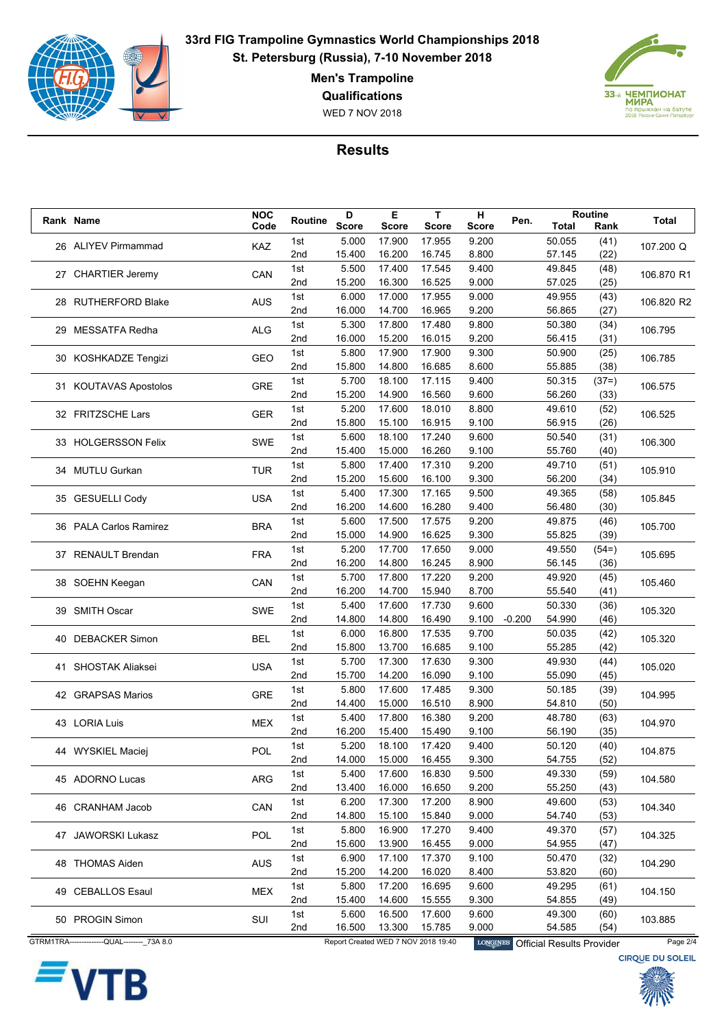# 33rd FIG Trampoline Gymnastics World Championships 2018

**St. Petersburg (Russia), 7-10 November 2018**

**Men's Trampoline**

**Qualifications**

WED 7 NOV 2018

## Results

| Rank | Name | NOC Code | Routine | D Score | E Score | T Score | H Score | Pen. | Routine Total | Routine Rank | Total |
|---|---|---|---|---|---|---|---|---|---|---|---|
| 26 | ALIYEV Pirmammad | KAZ | 1st | 5.000 | 17.900 | 17.955 | 9.200 | | 50.055 | (41) | 107.200 Q |
| | | | 2nd | 15.400 | 16.200 | 16.745 | 8.800 | | 57.145 | (22) | |
| 27 | CHARTIER Jeremy | CAN | 1st | 5.500 | 17.400 | 17.545 | 9.400 | | 49.845 | (48) | 106.870 R1 |
| | | | 2nd | 15.200 | 16.300 | 16.525 | 9.000 | | 57.025 | (25) | |
| 28 | RUTHERFORD Blake | AUS | 1st | 6.000 | 17.000 | 17.955 | 9.000 | | 49.955 | (43) | 106.820 R2 |
| | | | 2nd | 16.000 | 14.700 | 16.965 | 9.200 | | 56.865 | (27) | |
| 29 | MESSATFA Redha | ALG | 1st | 5.300 | 17.800 | 17.480 | 9.800 | | 50.380 | (34) | 106.795 |
| | | | 2nd | 16.000 | 15.200 | 16.015 | 9.200 | | 56.415 | (31) | |
| 30 | KOSHKADZE Tengizi | GEO | 1st | 5.800 | 17.900 | 17.900 | 9.300 | | 50.900 | (25) | 106.785 |
| | | | 2nd | 15.800 | 14.800 | 16.685 | 8.600 | | 55.885 | (38) | |
| 31 | KOUTAVAS Apostolos | GRE | 1st | 5.700 | 18.100 | 17.115 | 9.400 | | 50.315 | (37=) | 106.575 |
| | | | 2nd | 15.200 | 14.900 | 16.560 | 9.600 | | 56.260 | (33) | |
| 32 | FRITZSCHE Lars | GER | 1st | 5.200 | 17.600 | 18.010 | 8.800 | | 49.610 | (52) | 106.525 |
| | | | 2nd | 15.800 | 15.100 | 16.915 | 9.100 | | 56.915 | (26) | |
| 33 | HOLGERSSON Felix | SWE | 1st | 5.600 | 18.100 | 17.240 | 9.600 | | 50.540 | (31) | 106.300 |
| | | | 2nd | 15.400 | 15.000 | 16.260 | 9.100 | | 55.760 | (40) | |
| 34 | MUTLU Gurkan | TUR | 1st | 5.800 | 17.400 | 17.310 | 9.200 | | 49.710 | (51) | 105.910 |
| | | | 2nd | 15.200 | 15.600 | 16.100 | 9.300 | | 56.200 | (34) | |
| 35 | GESUELLI Cody | USA | 1st | 5.400 | 17.300 | 17.165 | 9.500 | | 49.365 | (58) | 105.845 |
| | | | 2nd | 16.200 | 14.600 | 16.280 | 9.400 | | 56.480 | (30) | |
| 36 | PALA Carlos Ramirez | BRA | 1st | 5.600 | 17.500 | 17.575 | 9.200 | | 49.875 | (46) | 105.700 |
| | | | 2nd | 15.000 | 14.900 | 16.625 | 9.300 | | 55.825 | (39) | |
| 37 | RENAULT Brendan | FRA | 1st | 5.200 | 17.700 | 17.650 | 9.000 | | 49.550 | (54=) | 105.695 |
| | | | 2nd | 16.200 | 14.800 | 16.245 | 8.900 | | 56.145 | (36) | |
| 38 | SOEHN Keegan | CAN | 1st | 5.700 | 17.800 | 17.220 | 9.200 | | 49.920 | (45) | 105.460 |
| | | | 2nd | 16.200 | 14.700 | 15.940 | 8.700 | | 55.540 | (41) | |
| 39 | SMITH Oscar | SWE | 1st | 5.400 | 17.600 | 17.730 | 9.600 | | 50.330 | (36) | 105.320 |
| | | | 2nd | 14.800 | 14.800 | 16.490 | 9.100 | -0.200 | 54.990 | (46) | |
| 40 | DEBACKER Simon | BEL | 1st | 6.000 | 16.800 | 17.535 | 9.700 | | 50.035 | (42) | 105.320 |
| | | | 2nd | 15.800 | 13.700 | 16.685 | 9.100 | | 55.285 | (42) | |
| 41 | SHOSTAK Aliaksei | USA | 1st | 5.700 | 17.300 | 17.630 | 9.300 | | 49.930 | (44) | 105.020 |
| | | | 2nd | 15.700 | 14.200 | 16.090 | 9.100 | | 55.090 | (45) | |
| 42 | GRAPSAS Marios | GRE | 1st | 5.800 | 17.600 | 17.485 | 9.300 | | 50.185 | (39) | 104.995 |
| | | | 2nd | 14.400 | 15.000 | 16.510 | 8.900 | | 54.810 | (50) | |
| 43 | LORIA Luis | MEX | 1st | 5.400 | 17.800 | 16.380 | 9.200 | | 48.780 | (63) | 104.970 |
| | | | 2nd | 16.200 | 15.400 | 15.490 | 9.100 | | 56.190 | (35) | |
| 44 | WYSKIEL Maciej | POL | 1st | 5.200 | 18.100 | 17.420 | 9.400 | | 50.120 | (40) | 104.875 |
| | | | 2nd | 14.000 | 15.000 | 16.455 | 9.300 | | 54.755 | (52) | |
| 45 | ADORNO Lucas | ARG | 1st | 5.400 | 17.600 | 16.830 | 9.500 | | 49.330 | (59) | 104.580 |
| | | | 2nd | 13.400 | 16.000 | 16.650 | 9.200 | | 55.250 | (43) | |
| 46 | CRANHAM Jacob | CAN | 1st | 6.200 | 17.300 | 17.200 | 8.900 | | 49.600 | (53) | 104.340 |
| | | | 2nd | 14.800 | 15.100 | 15.840 | 9.000 | | 54.740 | (53) | |
| 47 | JAWORSKI Lukasz | POL | 1st | 5.800 | 16.900 | 17.270 | 9.400 | | 49.370 | (57) | 104.325 |
| | | | 2nd | 15.600 | 13.900 | 16.455 | 9.000 | | 54.955 | (47) | |
| 48 | THOMAS Aiden | AUS | 1st | 6.900 | 17.100 | 17.370 | 9.100 | | 50.470 | (32) | 104.290 |
| | | | 2nd | 15.200 | 14.200 | 16.020 | 8.400 | | 53.820 | (60) | |
| 49 | CEBALLOS Esaul | MEX | 1st | 5.800 | 17.200 | 16.695 | 9.600 | | 49.295 | (61) | 104.150 |
| | | | 2nd | 15.400 | 14.600 | 15.555 | 9.300 | | 54.855 | (49) | |
| 50 | PROGIN Simon | SUI | 1st | 5.600 | 16.500 | 17.600 | 9.600 | | 49.300 | (60) | 103.885 |
| | | | 2nd | 16.500 | 13.300 | 15.785 | 9.000 | | 54.585 | (54) | |

GTRM1TRA--------------QUAL--------_73A 8.0 | Report Created WED 7 NOV 2018 19:40 | Official Results Provider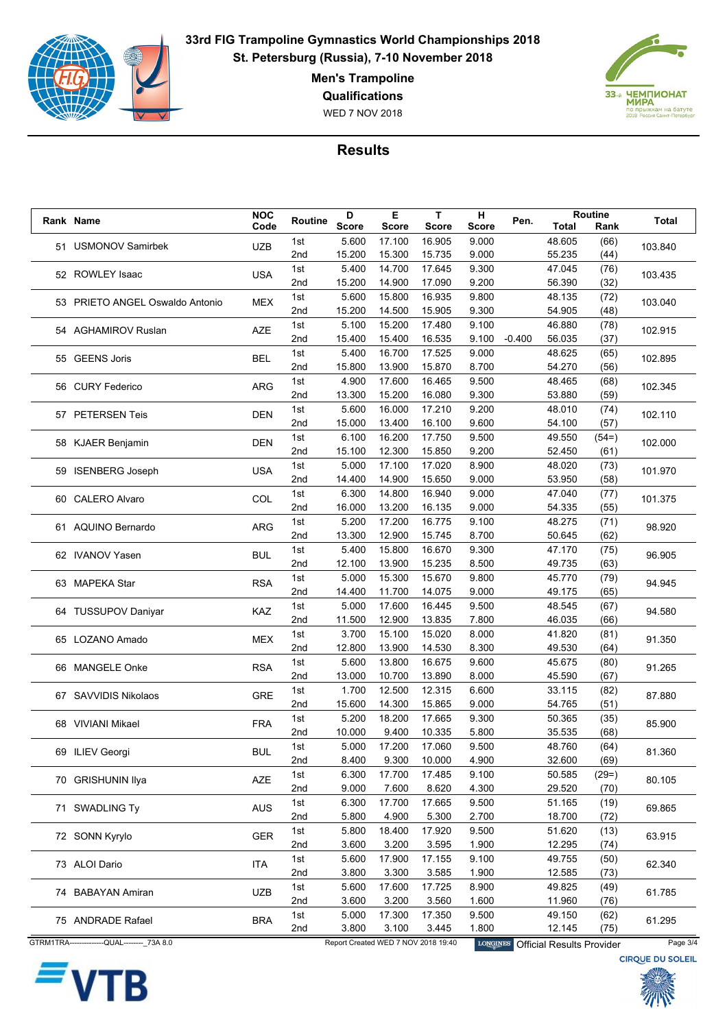# 33rd FIG Trampoline Gymnastics World Championships 2018

**St. Petersburg (Russia), 7-10 November 2018**

**Men's Trampoline**

**Qualifications**

WED 7 NOV 2018

## Results

| Rank | Name | NOC Code | Routine | D Score | E Score | T Score | H Score | Pen. | Routine Total | Routine Rank | Total |
|---|---|---|---|---|---|---|---|---|---|---|---|
| 51 | USMONOV Samirbek | UZB | 1st | 5.600 | 17.100 | 16.905 | 9.000 | | 48.605 | (66) | 103.840 |
| | | | 2nd | 15.200 | 15.300 | 15.735 | 9.000 | | 55.235 | (44) | |
| 52 | ROWLEY Isaac | USA | 1st | 5.400 | 14.700 | 17.645 | 9.300 | | 47.045 | (76) | 103.435 |
| | | | 2nd | 15.200 | 14.900 | 17.090 | 9.200 | | 56.390 | (32) | |
| 53 | PRIETO ANGEL Oswaldo Antonio | MEX | 1st | 5.600 | 15.800 | 16.935 | 9.800 | | 48.135 | (72) | 103.040 |
| | | | 2nd | 15.200 | 14.500 | 15.905 | 9.300 | | 54.905 | (48) | |
| 54 | AGHAMIROV Ruslan | AZE | 1st | 5.100 | 15.200 | 17.480 | 9.100 | | 46.880 | (78) | 102.915 |
| | | | 2nd | 15.400 | 15.400 | 16.535 | 9.100 | -0.400 | 56.035 | (37) | |
| 55 | GEENS Joris | BEL | 1st | 5.400 | 16.700 | 17.525 | 9.000 | | 48.625 | (65) | 102.895 |
| | | | 2nd | 15.800 | 13.900 | 15.870 | 8.700 | | 54.270 | (56) | |
| 56 | CURY Federico | ARG | 1st | 4.900 | 17.600 | 16.465 | 9.500 | | 48.465 | (68) | 102.345 |
| | | | 2nd | 13.300 | 15.200 | 16.080 | 9.300 | | 53.880 | (59) | |
| 57 | PETERSEN Teis | DEN | 1st | 5.600 | 16.000 | 17.210 | 9.200 | | 48.010 | (74) | 102.110 |
| | | | 2nd | 15.000 | 13.400 | 16.100 | 9.600 | | 54.100 | (57) | |
| 58 | KJAER Benjamin | DEN | 1st | 6.100 | 16.200 | 17.750 | 9.500 | | 49.550 | (54=) | 102.000 |
| | | | 2nd | 15.100 | 12.300 | 15.850 | 9.200 | | 52.450 | (61) | |
| 59 | ISENBERG Joseph | USA | 1st | 5.000 | 17.100 | 17.020 | 8.900 | | 48.020 | (73) | 101.970 |
| | | | 2nd | 14.400 | 14.900 | 15.650 | 9.000 | | 53.950 | (58) | |
| 60 | CALERO Alvaro | COL | 1st | 6.300 | 14.800 | 16.940 | 9.000 | | 47.040 | (77) | 101.375 |
| | | | 2nd | 16.000 | 13.200 | 16.135 | 9.000 | | 54.335 | (55) | |
| 61 | AQUINO Bernardo | ARG | 1st | 5.200 | 17.200 | 16.775 | 9.100 | | 48.275 | (71) | 98.920 |
| | | | 2nd | 13.300 | 12.900 | 15.745 | 8.700 | | 50.645 | (62) | |
| 62 | IVANOV Yasen | BUL | 1st | 5.400 | 15.800 | 16.670 | 9.300 | | 47.170 | (75) | 96.905 |
| | | | 2nd | 12.100 | 13.900 | 15.235 | 8.500 | | 49.735 | (63) | |
| 63 | MAPEKA Star | RSA | 1st | 5.000 | 15.300 | 15.670 | 9.800 | | 45.770 | (79) | 94.945 |
| | | | 2nd | 14.400 | 11.700 | 14.075 | 9.000 | | 49.175 | (65) | |
| 64 | TUSSUPOV Daniyar | KAZ | 1st | 5.000 | 17.600 | 16.445 | 9.500 | | 48.545 | (67) | 94.580 |
| | | | 2nd | 11.500 | 12.900 | 13.835 | 7.800 | | 46.035 | (66) | |
| 65 | LOZANO Amado | MEX | 1st | 3.700 | 15.100 | 15.020 | 8.000 | | 41.820 | (81) | 91.350 |
| | | | 2nd | 12.800 | 13.900 | 14.530 | 8.300 | | 49.530 | (64) | |
| 66 | MANGELE Onke | RSA | 1st | 5.600 | 13.800 | 16.675 | 9.600 | | 45.675 | (80) | 91.265 |
| | | | 2nd | 13.000 | 10.700 | 13.890 | 8.000 | | 45.590 | (67) | |
| 67 | SAVVIDIS Nikolaos | GRE | 1st | 1.700 | 12.500 | 12.315 | 6.600 | | 33.115 | (82) | 87.880 |
| | | | 2nd | 15.600 | 14.300 | 15.865 | 9.000 | | 54.765 | (51) | |
| 68 | VIVIANI Mikael | FRA | 1st | 5.200 | 18.200 | 17.665 | 9.300 | | 50.365 | (35) | 85.900 |
| | | | 2nd | 10.000 | 9.400 | 10.335 | 5.800 | | 35.535 | (68) | |
| 69 | ILIEV Georgi | BUL | 1st | 5.000 | 17.200 | 17.060 | 9.500 | | 48.760 | (64) | 81.360 |
| | | | 2nd | 8.400 | 9.300 | 10.000 | 4.900 | | 32.600 | (69) | |
| 70 | GRISHUNIN Ilya | AZE | 1st | 6.300 | 17.700 | 17.485 | 9.100 | | 50.585 | (29=) | 80.105 |
| | | | 2nd | 9.000 | 7.600 | 8.620 | 4.300 | | 29.520 | (70) | |
| 71 | SWADLING Ty | AUS | 1st | 6.300 | 17.700 | 17.665 | 9.500 | | 51.165 | (19) | 69.865 |
| | | | 2nd | 5.800 | 4.900 | 5.300 | 2.700 | | 18.700 | (72) | |
| 72 | SONN Kyrylo | GER | 1st | 5.800 | 18.400 | 17.920 | 9.500 | | 51.620 | (13) | 63.915 |
| | | | 2nd | 3.600 | 3.200 | 3.595 | 1.900 | | 12.295 | (74) | |
| 73 | ALOI Dario | ITA | 1st | 5.600 | 17.900 | 17.155 | 9.100 | | 49.755 | (50) | 62.340 |
| | | | 2nd | 3.800 | 3.300 | 3.585 | 1.900 | | 12.585 | (73) | |
| 74 | BABAYAN Amiran | UZB | 1st | 5.600 | 17.600 | 17.725 | 8.900 | | 49.825 | (49) | 61.785 |
| | | | 2nd | 3.600 | 3.200 | 3.560 | 1.600 | | 11.960 | (76) | |
| 75 | ANDRADE Rafael | BRA | 1st | 5.000 | 17.300 | 17.350 | 9.500 | | 49.150 | (62) | 61.295 |
| | | | 2nd | 3.800 | 3.100 | 3.445 | 1.800 | | 12.145 | (75) | |

GTRM1TRA--------------QUAL--------_73A 8.0 | Report Created WED 7 NOV 2018 19:40 | LONGINES Official Results Provider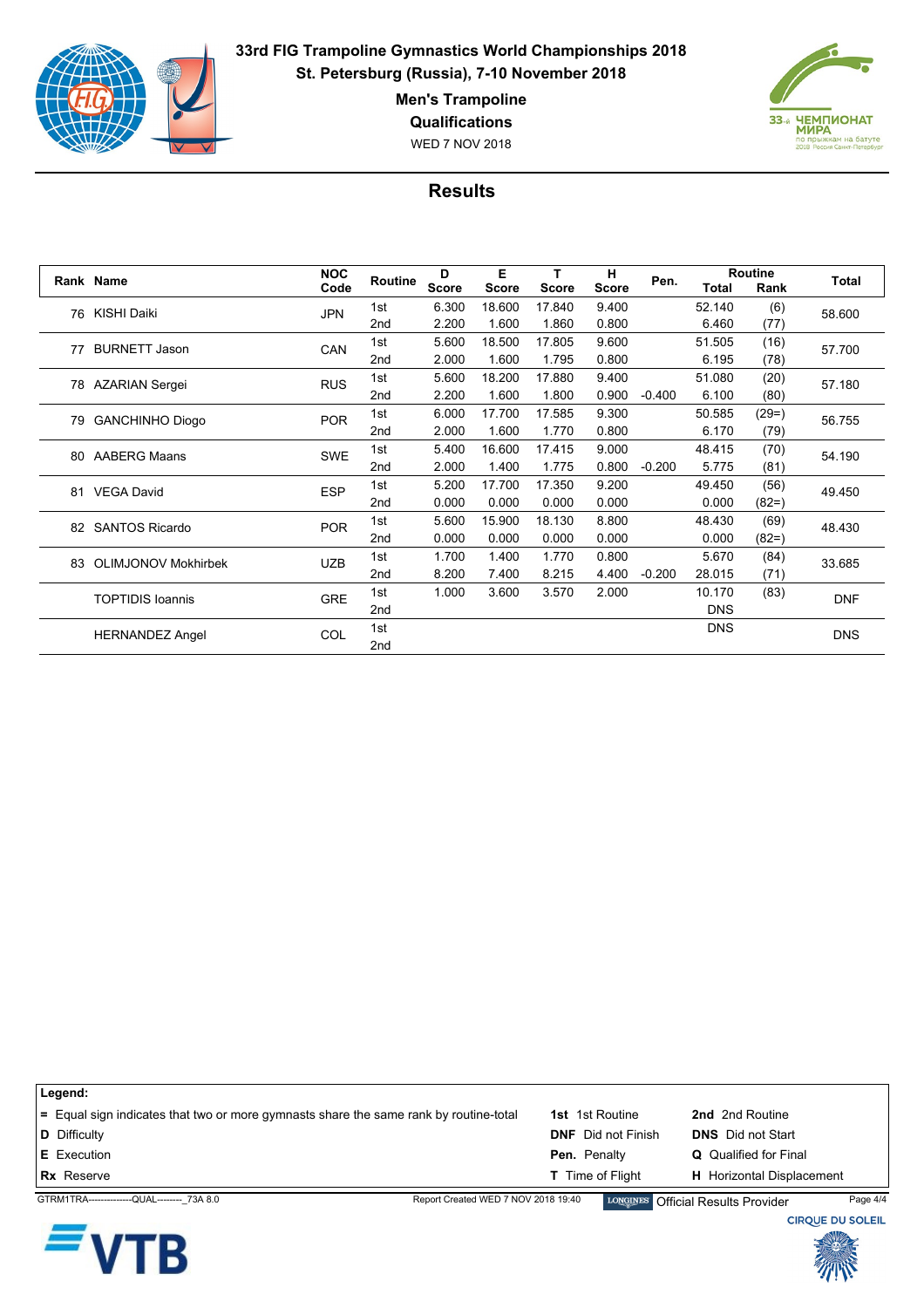# 33rd FIG Trampoline Gymnastics World Championships 2018

**St. Petersburg (Russia), 7-10 November 2018**

**Men's Trampoline**

**Qualifications**

WED 7 NOV 2018

## Results

| Rank | Name | NOC Code | Routine | D Score | E Score | T Score | H Score | Pen. | Routine Total | Routine Rank | Total |
|---|---|---|---|---|---|---|---|---|---|---|---|
| 76 | KISHI Daiki | JPN | 1st | 6.300 | 18.600 | 17.840 | 9.400 | | 52.140 | (6) | 58.600 |
| | | | 2nd | 2.200 | 1.600 | 1.860 | 0.800 | | 6.460 | (77) | |
| 77 | BURNETT Jason | CAN | 1st | 5.600 | 18.500 | 17.805 | 9.600 | | 51.505 | (16) | 57.700 |
| | | | 2nd | 2.000 | 1.600 | 1.795 | 0.800 | | 6.195 | (78) | |
| 78 | AZARIAN Sergei | RUS | 1st | 5.600 | 18.200 | 17.880 | 9.400 | | 51.080 | (20) | 57.180 |
| | | | 2nd | 2.200 | 1.600 | 1.800 | 0.900 | -0.400 | 6.100 | (80) | |
| 79 | GANCHINHO Diogo | POR | 1st | 6.000 | 17.700 | 17.585 | 9.300 | | 50.585 | (29=) | 56.755 |
| | | | 2nd | 2.000 | 1.600 | 1.770 | 0.800 | | 6.170 | (79) | |
| 80 | AABERG Maans | SWE | 1st | 5.400 | 16.600 | 17.415 | 9.000 | | 48.415 | (70) | 54.190 |
| | | | 2nd | 2.000 | 1.400 | 1.775 | 0.800 | -0.200 | 5.775 | (81) | |
| 81 | VEGA David | ESP | 1st | 5.200 | 17.700 | 17.350 | 9.200 | | 49.450 | (56) | 49.450 |
| | | | 2nd | 0.000 | 0.000 | 0.000 | 0.000 | | 0.000 | (82=) | |
| 82 | SANTOS Ricardo | POR | 1st | 5.600 | 15.900 | 18.130 | 8.800 | | 48.430 | (69) | 48.430 |
| | | | 2nd | 0.000 | 0.000 | 0.000 | 0.000 | | 0.000 | (82=) | |
| 83 | OLIMJONOV Mokhirbek | UZB | 1st | 1.700 | 1.400 | 1.770 | 0.800 | | 5.670 | (84) | 33.685 |
| | | | 2nd | 8.200 | 7.400 | 8.215 | 4.400 | -0.200 | 28.015 | (71) | |
| | TOPTIDIS Ioannis | GRE | 1st | 1.000 | 3.600 | 3.570 | 2.000 | | 10.170 | (83) | DNF |
| | | | 2nd | | | | | | DNS | | |
| | HERNANDEZ Angel | COL | 1st | | | | | | DNS | | DNS |
| | | | 2nd | | | | | | | | |

**Legend:**

- **=** Equal sign indicates that two or more gymnasts share the same rank by routine-total
- **D** Difficulty
- **E** Execution
- **Rx** Reserve
- **1st** 1st Routine
- **DNF** Did not Finish
- **Pen.** Penalty
- **T** Time of Flight
- **2nd** 2nd Routine
- **DNS** Did not Start
- **Q** Qualified for Final
- **H** Horizontal Displacement

GTRM1TRA--------------QUAL--------_73A 8.0 Report Created WED 7 NOV 2018 19:40 Official Results Provider